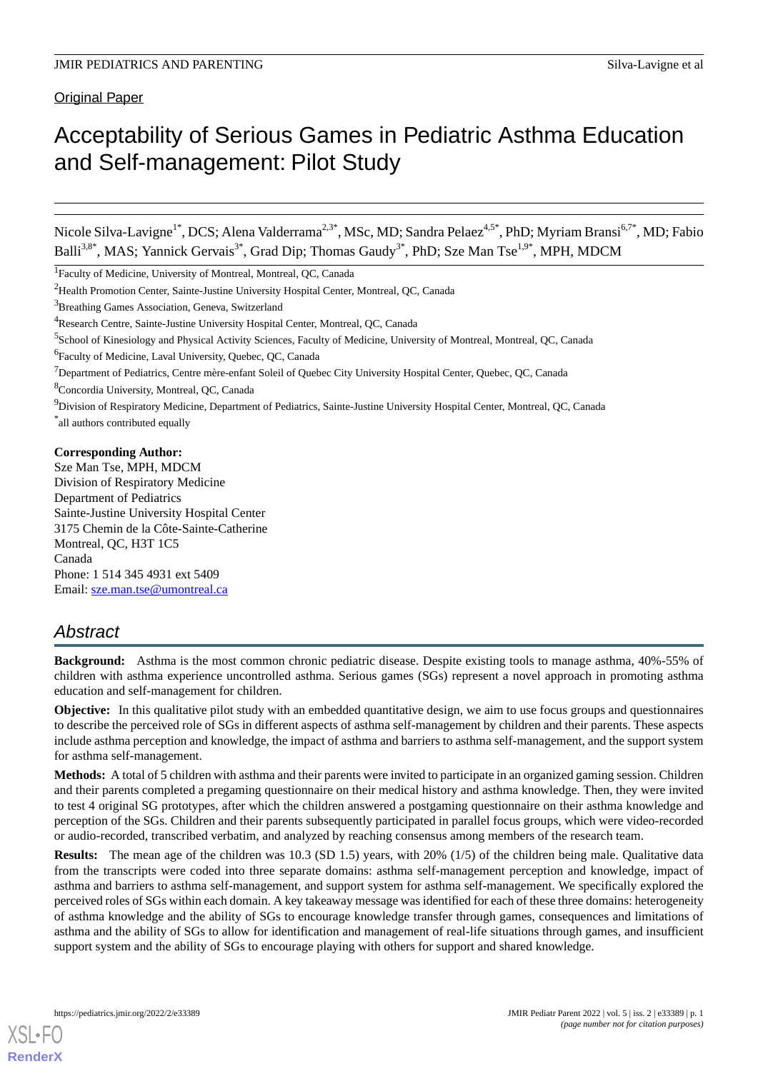Original Paper

# Acceptability of Serious Games in Pediatric Asthma Education and Self-management: Pilot Study

Nicole Silva-Lavigne[1*], DCS; Alena Valderrama[2,3*], MSc, MD; Sandra Pelaez[4,5*], PhD; Myriam Bransi[6,7*], MD; Fabio Balli[3,8*], MAS; Yannick Gervais[3*], Grad Dip; Thomas Gaudy[3*], PhD; Sze Man Tse[1,9*], MPH, MDCM

[1]Faculty of Medicine, University of Montreal, Montreal, QC, Canada

[2]Health Promotion Center, Sainte-Justine University Hospital Center, Montreal, QC, Canada

[3]Breathing Games Association, Geneva, Switzerland

[4]Research Centre, Sainte-Justine University Hospital Center, Montreal, QC, Canada

[5]School of Kinesiology and Physical Activity Sciences, Faculty of Medicine, University of Montreal, Montreal, QC, Canada

[6]Faculty of Medicine, Laval University, Quebec, QC, Canada

[7]Department of Pediatrics, Centre mère-enfant Soleil of Quebec City University Hospital Center, Quebec, QC, Canada

[8]Concordia University, Montreal, QC, Canada

[9]Division of Respiratory Medicine, Department of Pediatrics, Sainte-Justine University Hospital Center, Montreal, QC, Canada

[*]all authors contributed equally

**Corresponding Author:**
Sze Man Tse, MPH, MDCM
Division of Respiratory Medicine
Department of Pediatrics
Sainte-Justine University Hospital Center
3175 Chemin de la Côte-Sainte-Catherine
Montreal, QC, H3T 1C5
Canada
Phone: 1 514 345 4931 ext 5409
Email: sze.man.tse@umontreal.ca

## Abstract

**Background:** Asthma is the most common chronic pediatric disease. Despite existing tools to manage asthma, 40%-55% of children with asthma experience uncontrolled asthma. Serious games (SGs) represent a novel approach in promoting asthma education and self-management for children.

**Objective:** In this qualitative pilot study with an embedded quantitative design, we aim to use focus groups and questionnaires to describe the perceived role of SGs in different aspects of asthma self-management by children and their parents. These aspects include asthma perception and knowledge, the impact of asthma and barriers to asthma self-management, and the support system for asthma self-management.

**Methods:** A total of 5 children with asthma and their parents were invited to participate in an organized gaming session. Children and their parents completed a pregaming questionnaire on their medical history and asthma knowledge. Then, they were invited to test 4 original SG prototypes, after which the children answered a postgaming questionnaire on their asthma knowledge and perception of the SGs. Children and their parents subsequently participated in parallel focus groups, which were video-recorded or audio-recorded, transcribed verbatim, and analyzed by reaching consensus among members of the research team.

**Results:** The mean age of the children was 10.3 (SD 1.5) years, with 20% (1/5) of the children being male. Qualitative data from the transcripts were coded into three separate domains: asthma self-management perception and knowledge, impact of asthma and barriers to asthma self-management, and support system for asthma self-management. We specifically explored the perceived roles of SGs within each domain. A key takeaway message was identified for each of these three domains: heterogeneity of asthma knowledge and the ability of SGs to encourage knowledge transfer through games, consequences and limitations of asthma and the ability of SGs to allow for identification and management of real-life situations through games, and insufficient support system and the ability of SGs to encourage playing with others for support and shared knowledge.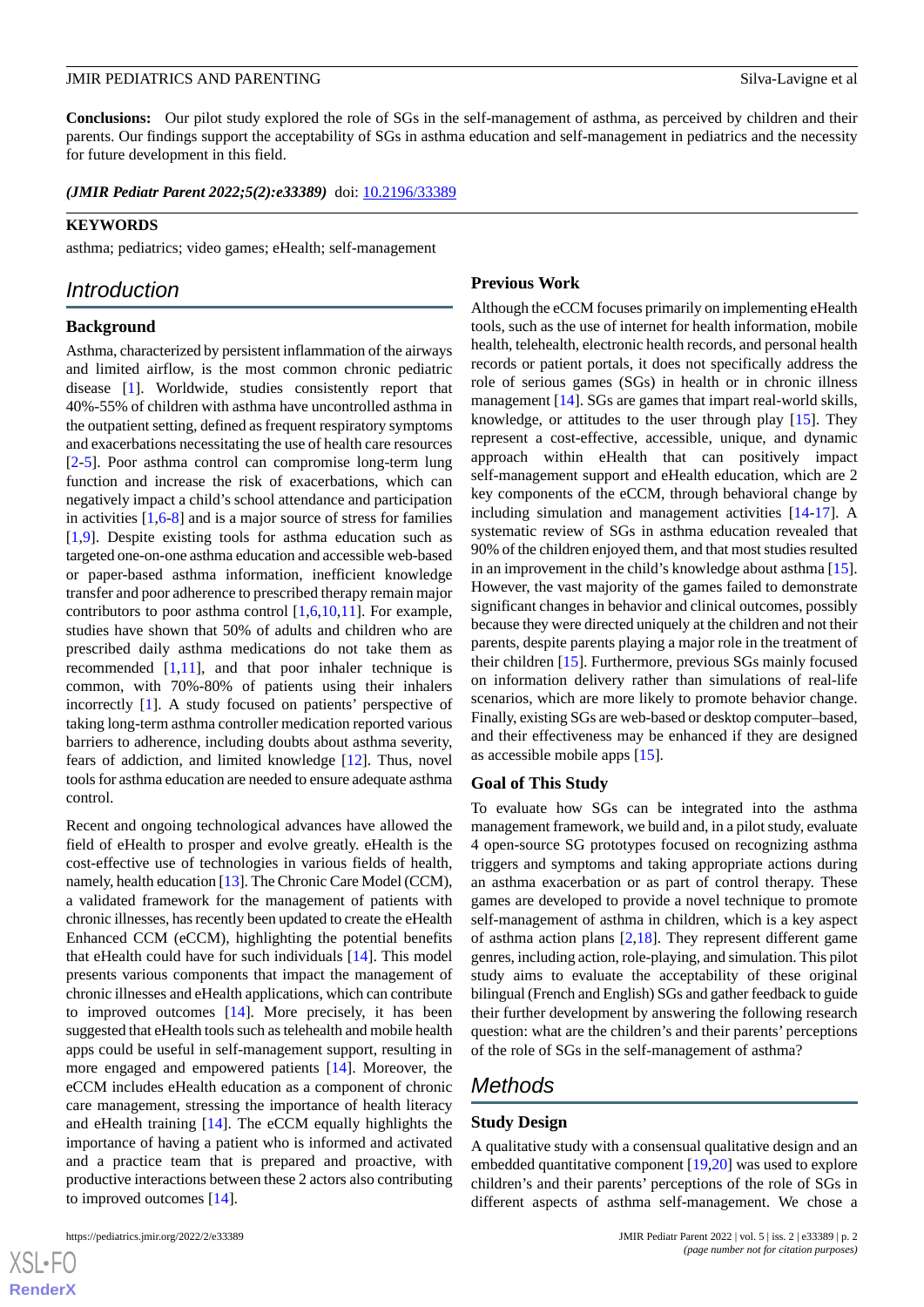**Conclusions:** Our pilot study explored the role of SGs in the self-management of asthma, as perceived by children and their parents. Our findings support the acceptability of SGs in asthma education and self-management in pediatrics and the necessity for future development in this field.

***(JMIR Pediatr Parent 2022;5(2):e33389)*** doi: 10.2196/33389

**KEYWORDS**

asthma; pediatrics; video games; eHealth; self-management

## Introduction

### Background

Asthma, characterized by persistent inflammation of the airways and limited airflow, is the most common chronic pediatric disease [1]. Worldwide, studies consistently report that 40%-55% of children with asthma have uncontrolled asthma in the outpatient setting, defined as frequent respiratory symptoms and exacerbations necessitating the use of health care resources [2-5]. Poor asthma control can compromise long-term lung function and increase the risk of exacerbations, which can negatively impact a child's school attendance and participation in activities [1,6-8] and is a major source of stress for families [1,9]. Despite existing tools for asthma education such as targeted one-on-one asthma education and accessible web-based or paper-based asthma information, inefficient knowledge transfer and poor adherence to prescribed therapy remain major contributors to poor asthma control [1,6,10,11]. For example, studies have shown that 50% of adults and children who are prescribed daily asthma medications do not take them as recommended [1,11], and that poor inhaler technique is common, with 70%-80% of patients using their inhalers incorrectly [1]. A study focused on patients' perspective of taking long-term asthma controller medication reported various barriers to adherence, including doubts about asthma severity, fears of addiction, and limited knowledge [12]. Thus, novel tools for asthma education are needed to ensure adequate asthma control.

Recent and ongoing technological advances have allowed the field of eHealth to prosper and evolve greatly. eHealth is the cost-effective use of technologies in various fields of health, namely, health education [13]. The Chronic Care Model (CCM), a validated framework for the management of patients with chronic illnesses, has recently been updated to create the eHealth Enhanced CCM (eCCM), highlighting the potential benefits that eHealth could have for such individuals [14]. This model presents various components that impact the management of chronic illnesses and eHealth applications, which can contribute to improved outcomes [14]. More precisely, it has been suggested that eHealth tools such as telehealth and mobile health apps could be useful in self-management support, resulting in more engaged and empowered patients [14]. Moreover, the eCCM includes eHealth education as a component of chronic care management, stressing the importance of health literacy and eHealth training [14]. The eCCM equally highlights the importance of having a patient who is informed and activated and a practice team that is prepared and proactive, with productive interactions between these 2 actors also contributing to improved outcomes [14].

### Previous Work

Although the eCCM focuses primarily on implementing eHealth tools, such as the use of internet for health information, mobile health, telehealth, electronic health records, and personal health records or patient portals, it does not specifically address the role of serious games (SGs) in health or in chronic illness management [14]. SGs are games that impart real-world skills, knowledge, or attitudes to the user through play [15]. They represent a cost-effective, accessible, unique, and dynamic approach within eHealth that can positively impact self-management support and eHealth education, which are 2 key components of the eCCM, through behavioral change by including simulation and management activities [14-17]. A systematic review of SGs in asthma education revealed that 90% of the children enjoyed them, and that most studies resulted in an improvement in the child's knowledge about asthma [15]. However, the vast majority of the games failed to demonstrate significant changes in behavior and clinical outcomes, possibly because they were directed uniquely at the children and not their parents, despite parents playing a major role in the treatment of their children [15]. Furthermore, previous SGs mainly focused on information delivery rather than simulations of real-life scenarios, which are more likely to promote behavior change. Finally, existing SGs are web-based or desktop computer–based, and their effectiveness may be enhanced if they are designed as accessible mobile apps [15].

### Goal of This Study

To evaluate how SGs can be integrated into the asthma management framework, we build and, in a pilot study, evaluate 4 open-source SG prototypes focused on recognizing asthma triggers and symptoms and taking appropriate actions during an asthma exacerbation or as part of control therapy. These games are developed to provide a novel technique to promote self-management of asthma in children, which is a key aspect of asthma action plans [2,18]. They represent different game genres, including action, role-playing, and simulation. This pilot study aims to evaluate the acceptability of these original bilingual (French and English) SGs and gather feedback to guide their further development by answering the following research question: what are the children's and their parents' perceptions of the role of SGs in the self-management of asthma?

## Methods

### Study Design

A qualitative study with a consensual qualitative design and an embedded quantitative component [19,20] was used to explore children's and their parents' perceptions of the role of SGs in different aspects of asthma self-management. We chose a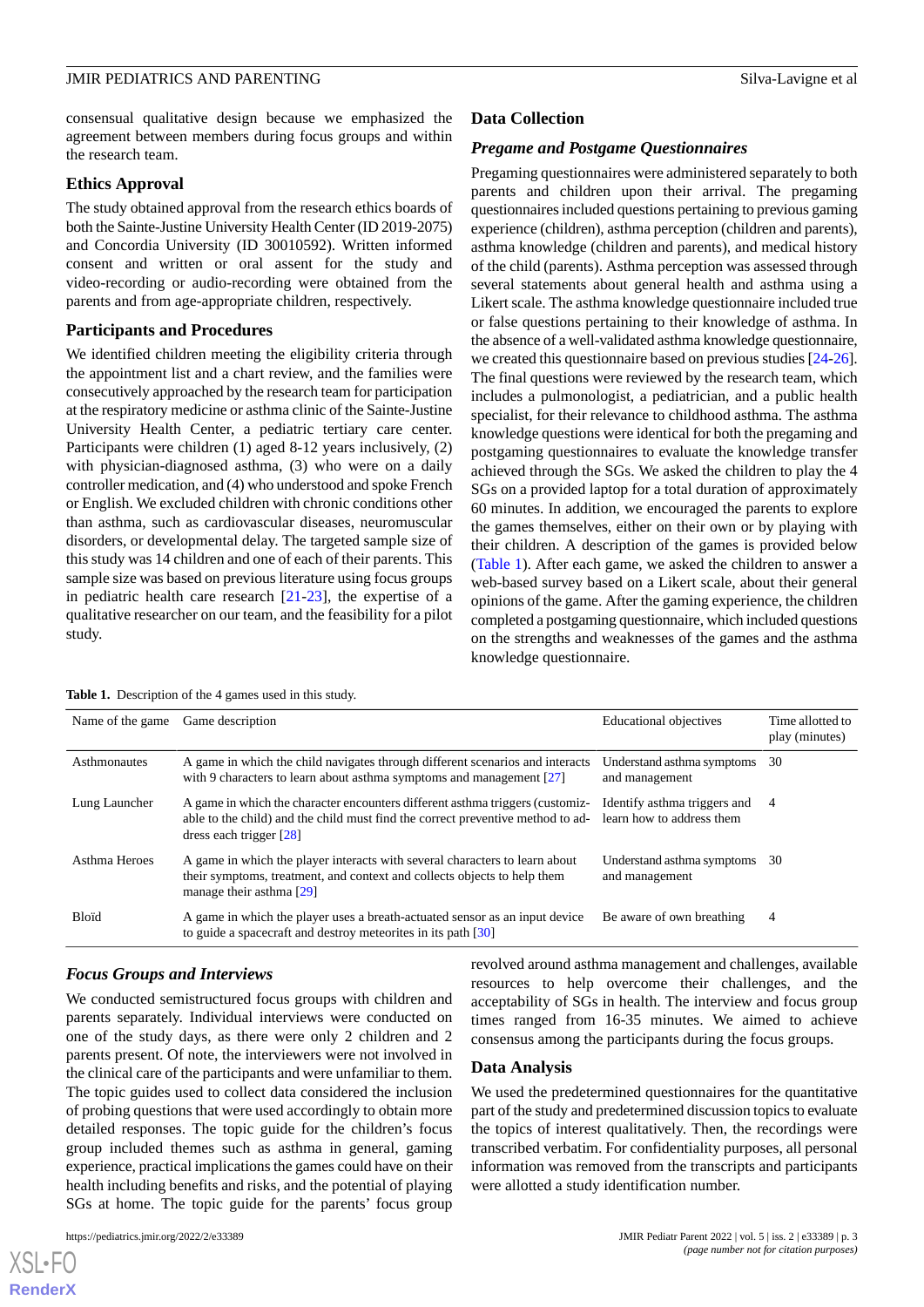consensual qualitative design because we emphasized the agreement between members during focus groups and within the research team.

### Ethics Approval

The study obtained approval from the research ethics boards of both the Sainte-Justine University Health Center (ID 2019-2075) and Concordia University (ID 30010592). Written informed consent and written or oral assent for the study and video-recording or audio-recording were obtained from the parents and from age-appropriate children, respectively.

### Participants and Procedures

We identified children meeting the eligibility criteria through the appointment list and a chart review, and the families were consecutively approached by the research team for participation at the respiratory medicine or asthma clinic of the Sainte-Justine University Health Center, a pediatric tertiary care center. Participants were children (1) aged 8-12 years inclusively, (2) with physician-diagnosed asthma, (3) who were on a daily controller medication, and (4) who understood and spoke French or English. We excluded children with chronic conditions other than asthma, such as cardiovascular diseases, neuromuscular disorders, or developmental delay. The targeted sample size of this study was 14 children and one of each of their parents. This sample size was based on previous literature using focus groups in pediatric health care research [21-23], the expertise of a qualitative researcher on our team, and the feasibility for a pilot study.

### Data Collection

#### *Pregame and Postgame Questionnaires*

Pregaming questionnaires were administered separately to both parents and children upon their arrival. The pregaming questionnaires included questions pertaining to previous gaming experience (children), asthma perception (children and parents), asthma knowledge (children and parents), and medical history of the child (parents). Asthma perception was assessed through several statements about general health and asthma using a Likert scale. The asthma knowledge questionnaire included true or false questions pertaining to their knowledge of asthma. In the absence of a well-validated asthma knowledge questionnaire, we created this questionnaire based on previous studies [24-26]. The final questions were reviewed by the research team, which includes a pulmonologist, a pediatrician, and a public health specialist, for their relevance to childhood asthma. The asthma knowledge questions were identical for both the pregaming and postgaming questionnaires to evaluate the knowledge transfer achieved through the SGs. We asked the children to play the 4 SGs on a provided laptop for a total duration of approximately 60 minutes. In addition, we encouraged the parents to explore the games themselves, either on their own or by playing with their children. A description of the games is provided below (Table 1). After each game, we asked the children to answer a web-based survey based on a Likert scale, about their general opinions of the game. After the gaming experience, the children completed a postgaming questionnaire, which included questions on the strengths and weaknesses of the games and the asthma knowledge questionnaire.

**Table 1.** Description of the 4 games used in this study.

| Name of the game | Game description | Educational objectives | Time allotted to play (minutes) |
|---|---|---|---|
| Asthmonautes | A game in which the child navigates through different scenarios and interacts with 9 characters to learn about asthma symptoms and management [27] | Understand asthma symptoms and management | 30 |
| Lung Launcher | A game in which the character encounters different asthma triggers (customizable to the child) and the child must find the correct preventive method to address each trigger [28] | Identify asthma triggers and learn how to address them | 4 |
| Asthma Heroes | A game in which the player interacts with several characters to learn about their symptoms, treatment, and context and collects objects to help them manage their asthma [29] | Understand asthma symptoms and management | 30 |
| Bloïd | A game in which the player uses a breath-actuated sensor as an input device to guide a spacecraft and destroy meteorites in its path [30] | Be aware of own breathing | 4 |

#### *Focus Groups and Interviews*

We conducted semistructured focus groups with children and parents separately. Individual interviews were conducted on one of the study days, as there were only 2 children and 2 parents present. Of note, the interviewers were not involved in the clinical care of the participants and were unfamiliar to them. The topic guides used to collect data considered the inclusion of probing questions that were used accordingly to obtain more detailed responses. The topic guide for the children's focus group included themes such as asthma in general, gaming experience, practical implications the games could have on their health including benefits and risks, and the potential of playing SGs at home. The topic guide for the parents' focus group revolved around asthma management and challenges, available resources to help overcome their challenges, and the acceptability of SGs in health. The interview and focus group times ranged from 16-35 minutes. We aimed to achieve consensus among the participants during the focus groups.

### Data Analysis

We used the predetermined questionnaires for the quantitative part of the study and predetermined discussion topics to evaluate the topics of interest qualitatively. Then, the recordings were transcribed verbatim. For confidentiality purposes, all personal information was removed from the transcripts and participants were allotted a study identification number.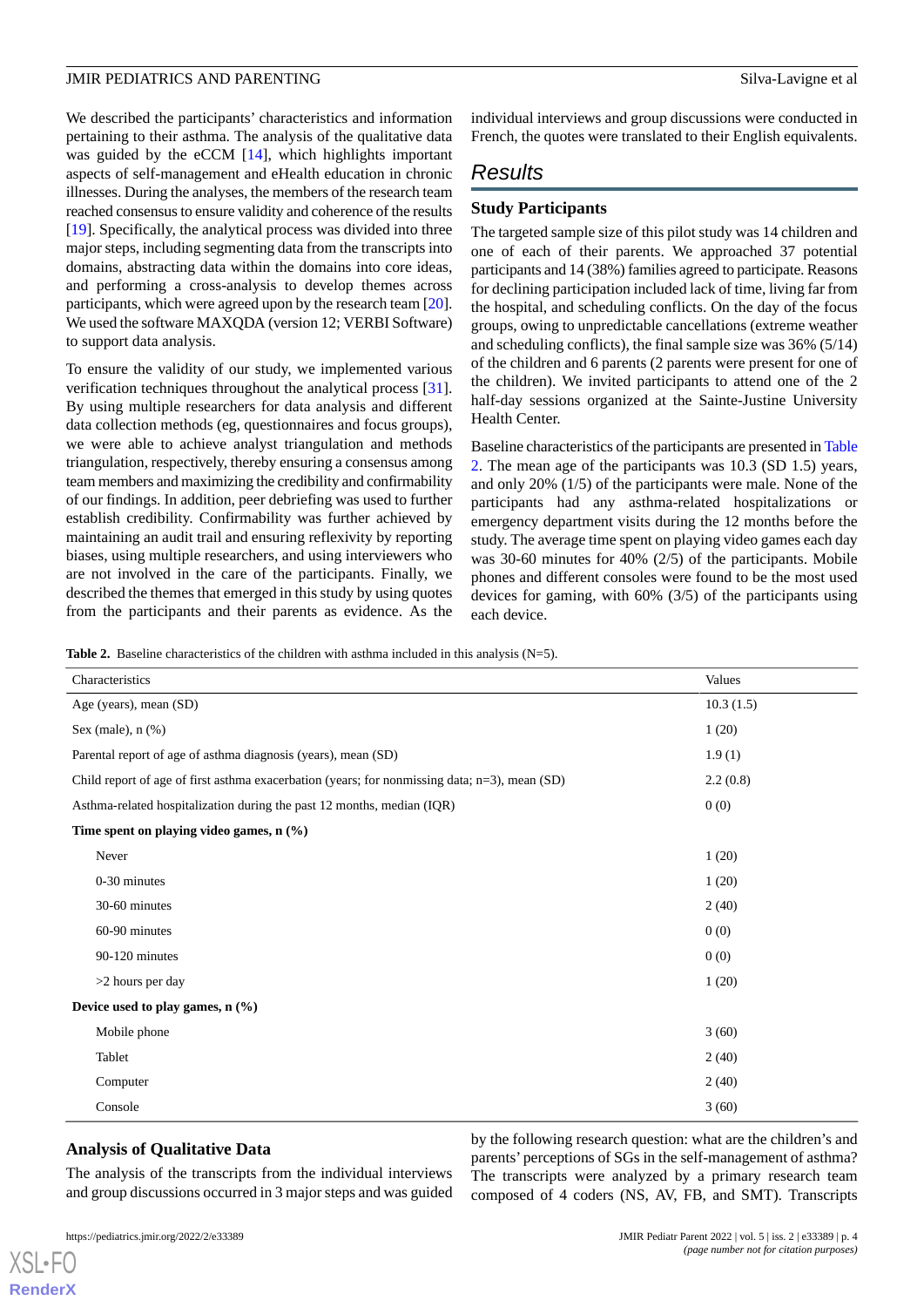We described the participants' characteristics and information pertaining to their asthma. The analysis of the qualitative data was guided by the eCCM [14], which highlights important aspects of self-management and eHealth education in chronic illnesses. During the analyses, the members of the research team reached consensus to ensure validity and coherence of the results [19]. Specifically, the analytical process was divided into three major steps, including segmenting data from the transcripts into domains, abstracting data within the domains into core ideas, and performing a cross-analysis to develop themes across participants, which were agreed upon by the research team [20]. We used the software MAXQDA (version 12; VERBI Software) to support data analysis.

To ensure the validity of our study, we implemented various verification techniques throughout the analytical process [31]. By using multiple researchers for data analysis and different data collection methods (eg, questionnaires and focus groups), we were able to achieve analyst triangulation and methods triangulation, respectively, thereby ensuring a consensus among team members and maximizing the credibility and confirmability of our findings. In addition, peer debriefing was used to further establish credibility. Confirmability was further achieved by maintaining an audit trail and ensuring reflexivity by reporting biases, using multiple researchers, and using interviewers who are not involved in the care of the participants. Finally, we described the themes that emerged in this study by using quotes from the participants and their parents as evidence. As the individual interviews and group discussions were conducted in French, the quotes were translated to their English equivalents.

## Results

### Study Participants

The targeted sample size of this pilot study was 14 children and one of each of their parents. We approached 37 potential participants and 14 (38%) families agreed to participate. Reasons for declining participation included lack of time, living far from the hospital, and scheduling conflicts. On the day of the focus groups, owing to unpredictable cancellations (extreme weather and scheduling conflicts), the final sample size was 36% (5/14) of the children and 6 parents (2 parents were present for one of the children). We invited participants to attend one of the 2 half-day sessions organized at the Sainte-Justine University Health Center.

Baseline characteristics of the participants are presented in Table 2. The mean age of the participants was 10.3 (SD 1.5) years, and only 20% (1/5) of the participants were male. None of the participants had any asthma-related hospitalizations or emergency department visits during the 12 months before the study. The average time spent on playing video games each day was 30-60 minutes for 40% (2/5) of the participants. Mobile phones and different consoles were found to be the most used devices for gaming, with 60% (3/5) of the participants using each device.

**Table 2.** Baseline characteristics of the children with asthma included in this analysis (N=5).

| Characteristics | Values |
|---|---|
| Age (years), mean (SD) | 10.3 (1.5) |
| Sex (male), n (%) | 1 (20) |
| Parental report of age of asthma diagnosis (years), mean (SD) | 1.9 (1) |
| Child report of age of first asthma exacerbation (years; for nonmissing data; n=3), mean (SD) | 2.2 (0.8) |
| Asthma-related hospitalization during the past 12 months, median (IQR) | 0 (0) |
| **Time spent on playing video games, n (%)** | |
| Never | 1 (20) |
| 0-30 minutes | 1 (20) |
| 30-60 minutes | 2 (40) |
| 60-90 minutes | 0 (0) |
| 90-120 minutes | 0 (0) |
| >2 hours per day | 1 (20) |
| **Device used to play games, n (%)** | |
| Mobile phone | 3 (60) |
| Tablet | 2 (40) |
| Computer | 2 (40) |
| Console | 3 (60) |

### Analysis of Qualitative Data

The analysis of the transcripts from the individual interviews and group discussions occurred in 3 major steps and was guided by the following research question: what are the children's and parents' perceptions of SGs in the self-management of asthma? The transcripts were analyzed by a primary research team composed of 4 coders (NS, AV, FB, and SMT). Transcripts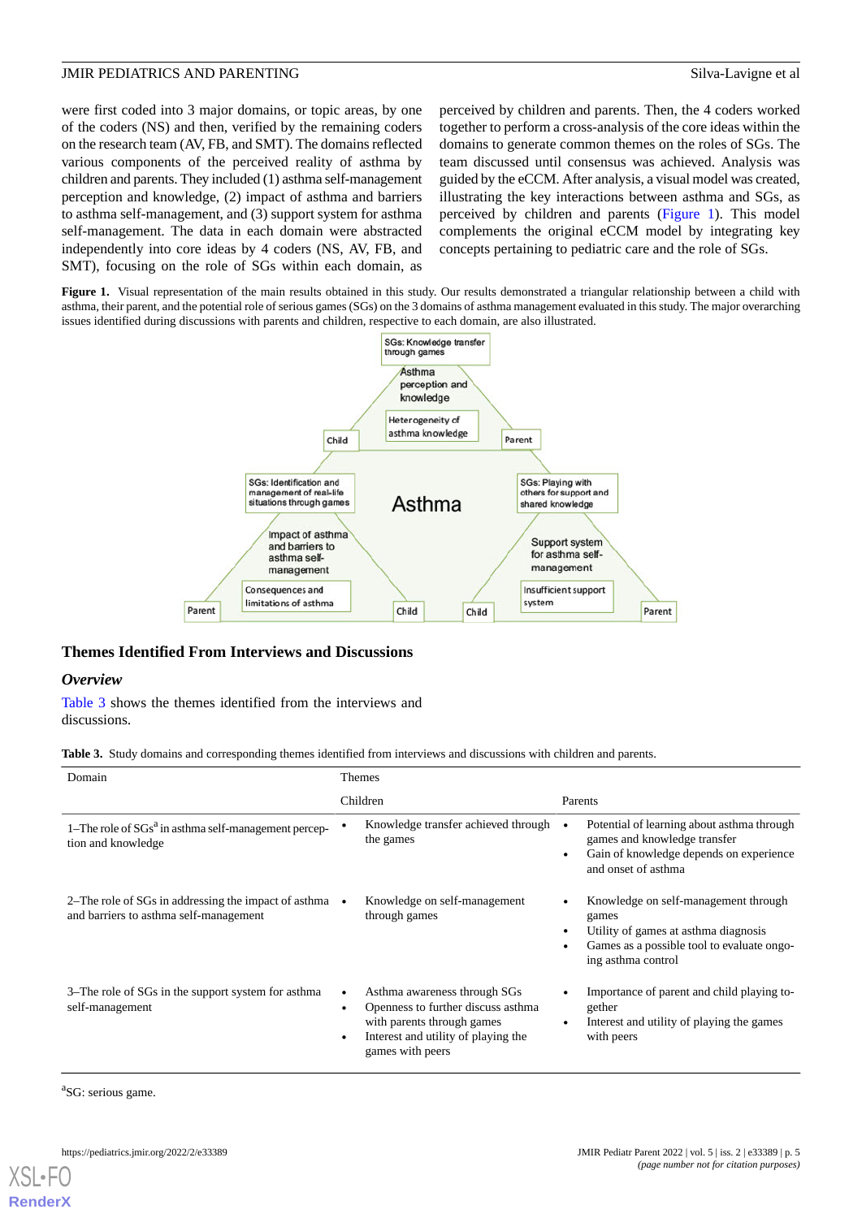were first coded into 3 major domains, or topic areas, by one of the coders (NS) and then, verified by the remaining coders on the research team (AV, FB, and SMT). The domains reflected various components of the perceived reality of asthma by children and parents. They included (1) asthma self-management perception and knowledge, (2) impact of asthma and barriers to asthma self-management, and (3) support system for asthma self-management. The data in each domain were abstracted independently into core ideas by 4 coders (NS, AV, FB, and SMT), focusing on the role of SGs within each domain, as perceived by children and parents. Then, the 4 coders worked together to perform a cross-analysis of the core ideas within the domains to generate common themes on the roles of SGs. The team discussed until consensus was achieved. Analysis was guided by the eCCM. After analysis, a visual model was created, illustrating the key interactions between asthma and SGs, as perceived by children and parents (Figure 1). This model complements the original eCCM model by integrating key concepts pertaining to pediatric care and the role of SGs.

**Figure 1.** Visual representation of the main results obtained in this study. Our results demonstrated a triangular relationship between a child with asthma, their parent, and the potential role of serious games (SGs) on the 3 domains of asthma management evaluated in this study. The major overarching issues identified during discussions with parents and children, respective to each domain, are also illustrated.

## Themes Identified From Interviews and Discussions

### *Overview*

Table 3 shows the themes identified from the interviews and discussions.

**Table 3.** Study domains and corresponding themes identified from interviews and discussions with children and parents.

| Domain | Themes | |
|---|---|---|
| | Children | Parents |
| 1–The role of SGs[a] in asthma self-management perception and knowledge | • Knowledge transfer achieved through the games | • Potential of learning about asthma through games and knowledge transfer<br>• Gain of knowledge depends on experience and onset of asthma |
| 2–The role of SGs in addressing the impact of asthma and barriers to asthma self-management | • Knowledge on self-management through games | • Knowledge on self-management through games<br>• Utility of games at asthma diagnosis<br>• Games as a possible tool to evaluate ongoing asthma control |
| 3–The role of SGs in the support system for asthma self-management | • Asthma awareness through SGs<br>• Openness to further discuss asthma with parents through games<br>• Interest and utility of playing the games with peers | • Importance of parent and child playing together<br>• Interest and utility of playing the games with peers |

[a]SG: serious game.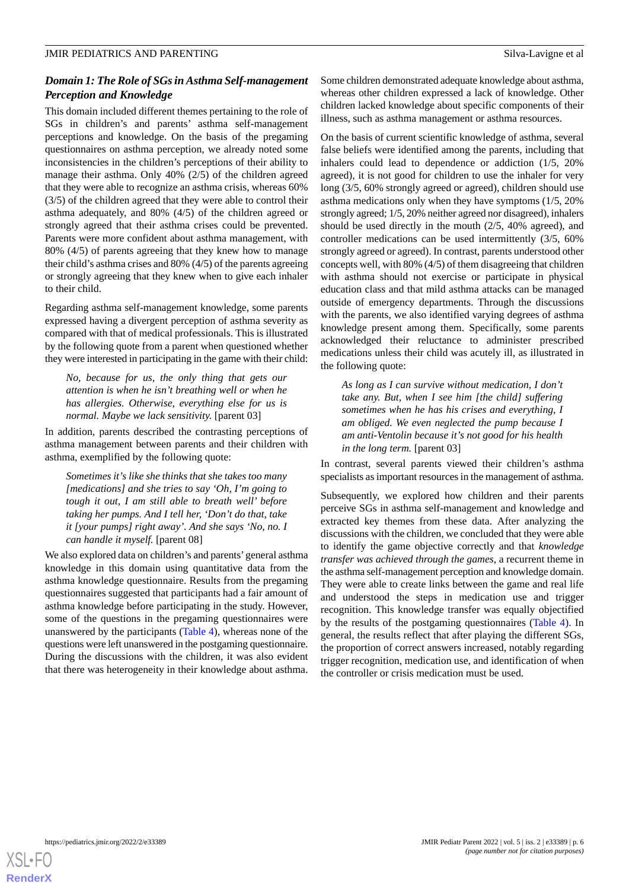### *Domain 1: The Role of SGs in Asthma Self-management Perception and Knowledge*

This domain included different themes pertaining to the role of SGs in children's and parents' asthma self-management perceptions and knowledge. On the basis of the pregaming questionnaires on asthma perception, we already noted some inconsistencies in the children's perceptions of their ability to manage their asthma. Only 40% (2/5) of the children agreed that they were able to recognize an asthma crisis, whereas 60% (3/5) of the children agreed that they were able to control their asthma adequately, and 80% (4/5) of the children agreed or strongly agreed that their asthma crises could be prevented. Parents were more confident about asthma management, with 80% (4/5) of parents agreeing that they knew how to manage their child's asthma crises and 80% (4/5) of the parents agreeing or strongly agreeing that they knew when to give each inhaler to their child.

Regarding asthma self-management knowledge, some parents expressed having a divergent perception of asthma severity as compared with that of medical professionals. This is illustrated by the following quote from a parent when questioned whether they were interested in participating in the game with their child:

> *No, because for us, the only thing that gets our attention is when he isn't breathing well or when he has allergies. Otherwise, everything else for us is normal. Maybe we lack sensitivity.* [parent 03]

In addition, parents described the contrasting perceptions of asthma management between parents and their children with asthma, exemplified by the following quote:

> *Sometimes it's like she thinks that she takes too many [medications] and she tries to say 'Oh, I'm going to tough it out, I am still able to breath well' before taking her pumps. And I tell her, 'Don't do that, take it [your pumps] right away'. And she says 'No, no. I can handle it myself.* [parent 08]

We also explored data on children's and parents' general asthma knowledge in this domain using quantitative data from the asthma knowledge questionnaire. Results from the pregaming questionnaires suggested that participants had a fair amount of asthma knowledge before participating in the study. However, some of the questions in the pregaming questionnaires were unanswered by the participants (Table 4), whereas none of the questions were left unanswered in the postgaming questionnaire. During the discussions with the children, it was also evident that there was heterogeneity in their knowledge about asthma. Some children demonstrated adequate knowledge about asthma, whereas other children expressed a lack of knowledge. Other children lacked knowledge about specific components of their illness, such as asthma management or asthma resources.

On the basis of current scientific knowledge of asthma, several false beliefs were identified among the parents, including that inhalers could lead to dependence or addiction (1/5, 20% agreed), it is not good for children to use the inhaler for very long (3/5, 60% strongly agreed or agreed), children should use asthma medications only when they have symptoms (1/5, 20% strongly agreed; 1/5, 20% neither agreed nor disagreed), inhalers should be used directly in the mouth (2/5, 40% agreed), and controller medications can be used intermittently (3/5, 60% strongly agreed or agreed). In contrast, parents understood other concepts well, with 80% (4/5) of them disagreeing that children with asthma should not exercise or participate in physical education class and that mild asthma attacks can be managed outside of emergency departments. Through the discussions with the parents, we also identified varying degrees of asthma knowledge present among them. Specifically, some parents acknowledged their reluctance to administer prescribed medications unless their child was acutely ill, as illustrated in the following quote:

> *As long as I can survive without medication, I don't take any. But, when I see him [the child] suffering sometimes when he has his crises and everything, I am obliged. We even neglected the pump because I am anti-Ventolin because it's not good for his health in the long term.* [parent 03]

In contrast, several parents viewed their children's asthma specialists as important resources in the management of asthma.

Subsequently, we explored how children and their parents perceive SGs in asthma self-management and knowledge and extracted key themes from these data. After analyzing the discussions with the children, we concluded that they were able to identify the game objective correctly and that *knowledge transfer was achieved through the games*, a recurrent theme in the asthma self-management perception and knowledge domain. They were able to create links between the game and real life and understood the steps in medication use and trigger recognition. This knowledge transfer was equally objectified by the results of the postgaming questionnaires (Table 4). In general, the results reflect that after playing the different SGs, the proportion of correct answers increased, notably regarding trigger recognition, medication use, and identification of when the controller or crisis medication must be used.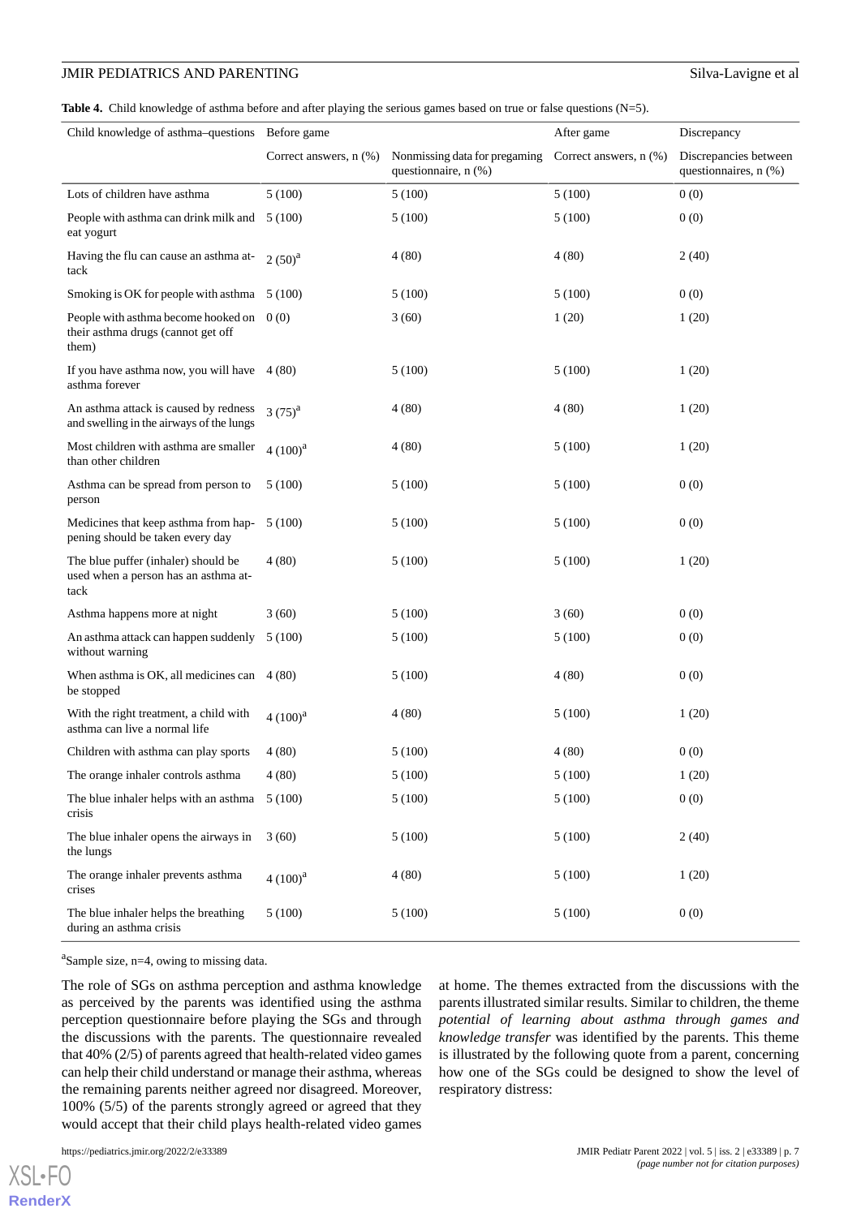**Table 4.** Child knowledge of asthma before and after playing the serious games based on true or false questions (N=5).

| Child knowledge of asthma–questions | Before game | | After game | Discrepancy |
|---|---|---|---|---|
| | Correct answers, n (%) | Nonmissing data for pregaming questionnaire, n (%) | Correct answers, n (%) | Discrepancies between questionnaires, n (%) |
| Lots of children have asthma | 5 (100) | 5 (100) | 5 (100) | 0 (0) |
| People with asthma can drink milk and eat yogurt | 5 (100) | 5 (100) | 5 (100) | 0 (0) |
| Having the flu can cause an asthma attack | 2 (50)[a] | 4 (80) | 4 (80) | 2 (40) |
| Smoking is OK for people with asthma | 5 (100) | 5 (100) | 5 (100) | 0 (0) |
| People with asthma become hooked on their asthma drugs (cannot get off them) | 0 (0) | 3 (60) | 1 (20) | 1 (20) |
| If you have asthma now, you will have asthma forever | 4 (80) | 5 (100) | 5 (100) | 1 (20) |
| An asthma attack is caused by redness and swelling in the airways of the lungs | 3 (75)[a] | 4 (80) | 4 (80) | 1 (20) |
| Most children with asthma are smaller than other children | 4 (100)[a] | 4 (80) | 5 (100) | 1 (20) |
| Asthma can be spread from person to person | 5 (100) | 5 (100) | 5 (100) | 0 (0) |
| Medicines that keep asthma from happening should be taken every day | 5 (100) | 5 (100) | 5 (100) | 0 (0) |
| The blue puffer (inhaler) should be used when a person has an asthma attack | 4 (80) | 5 (100) | 5 (100) | 1 (20) |
| Asthma happens more at night | 3 (60) | 5 (100) | 3 (60) | 0 (0) |
| An asthma attack can happen suddenly without warning | 5 (100) | 5 (100) | 5 (100) | 0 (0) |
| When asthma is OK, all medicines can be stopped | 4 (80) | 5 (100) | 4 (80) | 0 (0) |
| With the right treatment, a child with asthma can live a normal life | 4 (100)[a] | 4 (80) | 5 (100) | 1 (20) |
| Children with asthma can play sports | 4 (80) | 5 (100) | 4 (80) | 0 (0) |
| The orange inhaler controls asthma | 4 (80) | 5 (100) | 5 (100) | 1 (20) |
| The blue inhaler helps with an asthma crisis | 5 (100) | 5 (100) | 5 (100) | 0 (0) |
| The blue inhaler opens the airways in the lungs | 3 (60) | 5 (100) | 5 (100) | 2 (40) |
| The orange inhaler prevents asthma crises | 4 (100)[a] | 4 (80) | 5 (100) | 1 (20) |
| The blue inhaler helps the breathing during an asthma crisis | 5 (100) | 5 (100) | 5 (100) | 0 (0) |

[a]Sample size, n=4, owing to missing data.

The role of SGs on asthma perception and asthma knowledge as perceived by the parents was identified using the asthma perception questionnaire before playing the SGs and through the discussions with the parents. The questionnaire revealed that 40% (2/5) of parents agreed that health-related video games can help their child understand or manage their asthma, whereas the remaining parents neither agreed nor disagreed. Moreover, 100% (5/5) of the parents strongly agreed or agreed that they would accept that their child plays health-related video games at home. The themes extracted from the discussions with the parents illustrated similar results. Similar to children, the theme *potential of learning about asthma through games and knowledge transfer* was identified by the parents. This theme is illustrated by the following quote from a parent, concerning how one of the SGs could be designed to show the level of respiratory distress: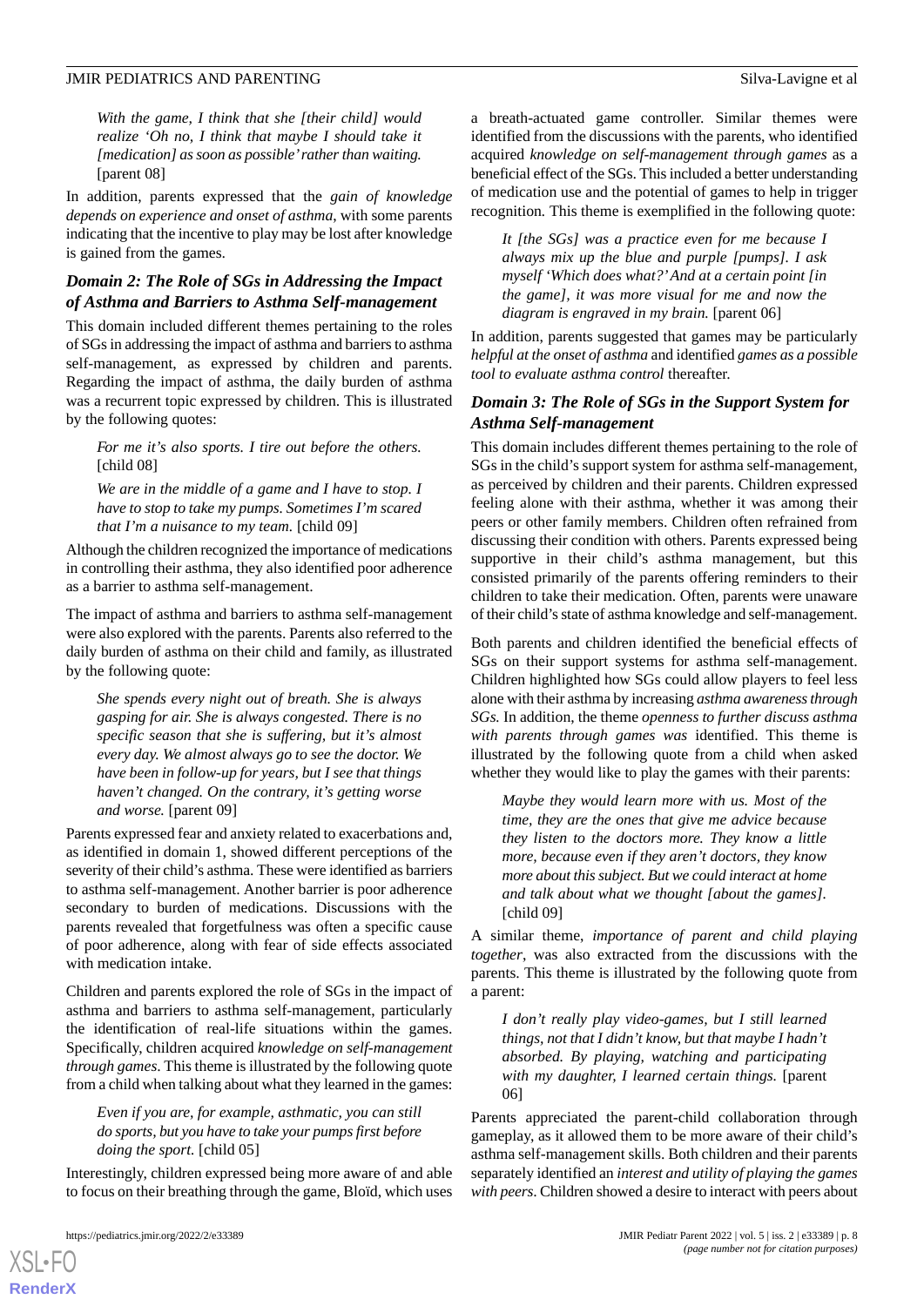> *With the game, I think that she [their child] would realize 'Oh no, I think that maybe I should take it [medication] as soon as possible' rather than waiting.* [parent 08]

In addition, parents expressed that the *gain of knowledge depends on experience and onset of asthma*, with some parents indicating that the incentive to play may be lost after knowledge is gained from the games.

### Domain 2: The Role of SGs in Addressing the Impact of Asthma and Barriers to Asthma Self-management

This domain included different themes pertaining to the roles of SGs in addressing the impact of asthma and barriers to asthma self-management, as expressed by children and parents. Regarding the impact of asthma, the daily burden of asthma was a recurrent topic expressed by children. This is illustrated by the following quotes:

> *For me it's also sports. I tire out before the others.* [child 08]

> *We are in the middle of a game and I have to stop. I have to stop to take my pumps. Sometimes I'm scared that I'm a nuisance to my team.* [child 09]

Although the children recognized the importance of medications in controlling their asthma, they also identified poor adherence as a barrier to asthma self-management.

The impact of asthma and barriers to asthma self-management were also explored with the parents. Parents also referred to the daily burden of asthma on their child and family, as illustrated by the following quote:

> *She spends every night out of breath. She is always gasping for air. She is always congested. There is no specific season that she is suffering, but it's almost every day. We almost always go to see the doctor. We have been in follow-up for years, but I see that things haven't changed. On the contrary, it's getting worse and worse.* [parent 09]

Parents expressed fear and anxiety related to exacerbations and, as identified in domain 1, showed different perceptions of the severity of their child's asthma. These were identified as barriers to asthma self-management. Another barrier is poor adherence secondary to burden of medications. Discussions with the parents revealed that forgetfulness was often a specific cause of poor adherence, along with fear of side effects associated with medication intake.

Children and parents explored the role of SGs in the impact of asthma and barriers to asthma self-management, particularly the identification of real-life situations within the games. Specifically, children acquired *knowledge on self-management through games*. This theme is illustrated by the following quote from a child when talking about what they learned in the games:

> *Even if you are, for example, asthmatic, you can still do sports, but you have to take your pumps first before doing the sport.* [child 05]

Interestingly, children expressed being more aware of and able to focus on their breathing through the game, Bloïd, which uses a breath-actuated game controller. Similar themes were identified from the discussions with the parents, who identified acquired *knowledge on self-management through games* as a beneficial effect of the SGs. This included a better understanding of medication use and the potential of games to help in trigger recognition. This theme is exemplified in the following quote:

> *It [the SGs] was a practice even for me because I always mix up the blue and purple [pumps]. I ask myself 'Which does what?' And at a certain point [in the game], it was more visual for me and now the diagram is engraved in my brain.* [parent 06]

In addition, parents suggested that games may be particularly *helpful at the onset of asthma* and identified *games as a possible tool to evaluate asthma control* thereafter.

### Domain 3: The Role of SGs in the Support System for Asthma Self-management

This domain includes different themes pertaining to the role of SGs in the child's support system for asthma self-management, as perceived by children and their parents. Children expressed feeling alone with their asthma, whether it was among their peers or other family members. Children often refrained from discussing their condition with others. Parents expressed being supportive in their child's asthma management, but this consisted primarily of the parents offering reminders to their children to take their medication. Often, parents were unaware of their child's state of asthma knowledge and self-management.

Both parents and children identified the beneficial effects of SGs on their support systems for asthma self-management. Children highlighted how SGs could allow players to feel less alone with their asthma by increasing *asthma awareness through SGs*. In addition, the theme *openness to further discuss asthma with parents through games was* identified. This theme is illustrated by the following quote from a child when asked whether they would like to play the games with their parents:

> *Maybe they would learn more with us. Most of the time, they are the ones that give me advice because they listen to the doctors more. They know a little more, because even if they aren't doctors, they know more about this subject. But we could interact at home and talk about what we thought [about the games].* [child 09]

A similar theme, *importance of parent and child playing together*, was also extracted from the discussions with the parents. This theme is illustrated by the following quote from a parent:

> *I don't really play video-games, but I still learned things, not that I didn't know, but that maybe I hadn't absorbed. By playing, watching and participating with my daughter, I learned certain things.* [parent 06]

Parents appreciated the parent-child collaboration through gameplay, as it allowed them to be more aware of their child's asthma self-management skills. Both children and their parents separately identified an *interest and utility of playing the games with peers*. Children showed a desire to interact with peers about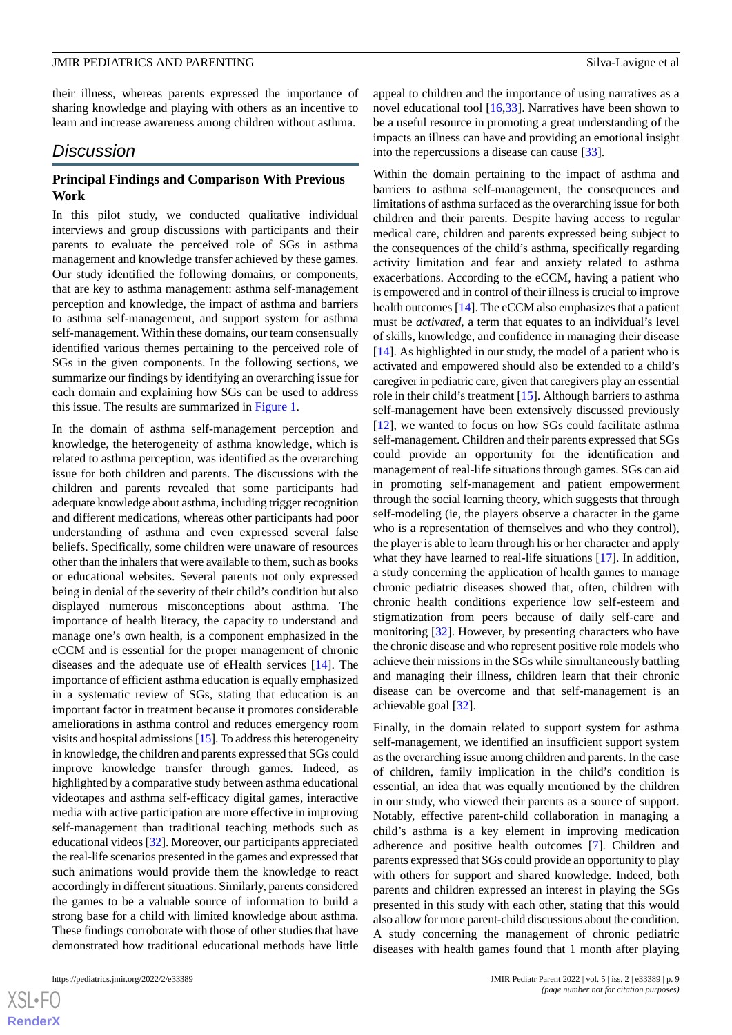their illness, whereas parents expressed the importance of sharing knowledge and playing with others as an incentive to learn and increase awareness among children without asthma.

## Discussion

### Principal Findings and Comparison With Previous Work

In this pilot study, we conducted qualitative individual interviews and group discussions with participants and their parents to evaluate the perceived role of SGs in asthma management and knowledge transfer achieved by these games. Our study identified the following domains, or components, that are key to asthma management: asthma self-management perception and knowledge, the impact of asthma and barriers to asthma self-management, and support system for asthma self-management. Within these domains, our team consensually identified various themes pertaining to the perceived role of SGs in the given components. In the following sections, we summarize our findings by identifying an overarching issue for each domain and explaining how SGs can be used to address this issue. The results are summarized in Figure 1.

In the domain of asthma self-management perception and knowledge, the heterogeneity of asthma knowledge, which is related to asthma perception, was identified as the overarching issue for both children and parents. The discussions with the children and parents revealed that some participants had adequate knowledge about asthma, including trigger recognition and different medications, whereas other participants had poor understanding of asthma and even expressed several false beliefs. Specifically, some children were unaware of resources other than the inhalers that were available to them, such as books or educational websites. Several parents not only expressed being in denial of the severity of their child's condition but also displayed numerous misconceptions about asthma. The importance of health literacy, the capacity to understand and manage one's own health, is a component emphasized in the eCCM and is essential for the proper management of chronic diseases and the adequate use of eHealth services [14]. The importance of efficient asthma education is equally emphasized in a systematic review of SGs, stating that education is an important factor in treatment because it promotes considerable ameliorations in asthma control and reduces emergency room visits and hospital admissions [15]. To address this heterogeneity in knowledge, the children and parents expressed that SGs could improve knowledge transfer through games. Indeed, as highlighted by a comparative study between asthma educational videotapes and asthma self-efficacy digital games, interactive media with active participation are more effective in improving self-management than traditional teaching methods such as educational videos [32]. Moreover, our participants appreciated the real-life scenarios presented in the games and expressed that such animations would provide them the knowledge to react accordingly in different situations. Similarly, parents considered the games to be a valuable source of information to build a strong base for a child with limited knowledge about asthma. These findings corroborate with those of other studies that have demonstrated how traditional educational methods have little appeal to children and the importance of using narratives as a novel educational tool [16,33]. Narratives have been shown to be a useful resource in promoting a great understanding of the impacts an illness can have and providing an emotional insight into the repercussions a disease can cause [33].

Within the domain pertaining to the impact of asthma and barriers to asthma self-management, the consequences and limitations of asthma surfaced as the overarching issue for both children and their parents. Despite having access to regular medical care, children and parents expressed being subject to the consequences of the child's asthma, specifically regarding activity limitation and fear and anxiety related to asthma exacerbations. According to the eCCM, having a patient who is empowered and in control of their illness is crucial to improve health outcomes [14]. The eCCM also emphasizes that a patient must be *activated*, a term that equates to an individual's level of skills, knowledge, and confidence in managing their disease [14]. As highlighted in our study, the model of a patient who is activated and empowered should also be extended to a child's caregiver in pediatric care, given that caregivers play an essential role in their child's treatment [15]. Although barriers to asthma self-management have been extensively discussed previously [12], we wanted to focus on how SGs could facilitate asthma self-management. Children and their parents expressed that SGs could provide an opportunity for the identification and management of real-life situations through games. SGs can aid in promoting self-management and patient empowerment through the social learning theory, which suggests that through self-modeling (ie, the players observe a character in the game who is a representation of themselves and who they control), the player is able to learn through his or her character and apply what they have learned to real-life situations [17]. In addition, a study concerning the application of health games to manage chronic pediatric diseases showed that, often, children with chronic health conditions experience low self-esteem and stigmatization from peers because of daily self-care and monitoring [32]. However, by presenting characters who have the chronic disease and who represent positive role models who achieve their missions in the SGs while simultaneously battling and managing their illness, children learn that their chronic disease can be overcome and that self-management is an achievable goal [32].

Finally, in the domain related to support system for asthma self-management, we identified an insufficient support system as the overarching issue among children and parents. In the case of children, family implication in the child's condition is essential, an idea that was equally mentioned by the children in our study, who viewed their parents as a source of support. Notably, effective parent-child collaboration in managing a child's asthma is a key element in improving medication adherence and positive health outcomes [7]. Children and parents expressed that SGs could provide an opportunity to play with others for support and shared knowledge. Indeed, both parents and children expressed an interest in playing the SGs presented in this study with each other, stating that this would also allow for more parent-child discussions about the condition. A study concerning the management of chronic pediatric diseases with health games found that 1 month after playing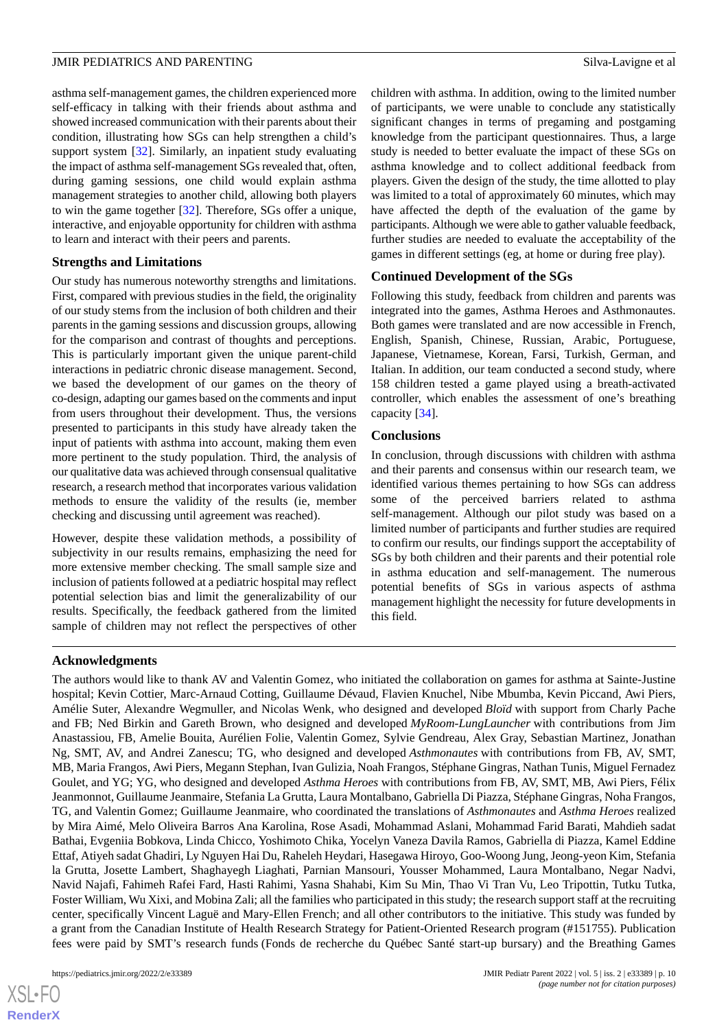asthma self-management games, the children experienced more self-efficacy in talking with their friends about asthma and showed increased communication with their parents about their condition, illustrating how SGs can help strengthen a child's support system [32]. Similarly, an inpatient study evaluating the impact of asthma self-management SGs revealed that, often, during gaming sessions, one child would explain asthma management strategies to another child, allowing both players to win the game together [32]. Therefore, SGs offer a unique, interactive, and enjoyable opportunity for children with asthma to learn and interact with their peers and parents.

### Strengths and Limitations

Our study has numerous noteworthy strengths and limitations. First, compared with previous studies in the field, the originality of our study stems from the inclusion of both children and their parents in the gaming sessions and discussion groups, allowing for the comparison and contrast of thoughts and perceptions. This is particularly important given the unique parent-child interactions in pediatric chronic disease management. Second, we based the development of our games on the theory of co-design, adapting our games based on the comments and input from users throughout their development. Thus, the versions presented to participants in this study have already taken the input of patients with asthma into account, making them even more pertinent to the study population. Third, the analysis of our qualitative data was achieved through consensual qualitative research, a research method that incorporates various validation methods to ensure the validity of the results (ie, member checking and discussing until agreement was reached).

However, despite these validation methods, a possibility of subjectivity in our results remains, emphasizing the need for more extensive member checking. The small sample size and inclusion of patients followed at a pediatric hospital may reflect potential selection bias and limit the generalizability of our results. Specifically, the feedback gathered from the limited sample of children may not reflect the perspectives of other children with asthma. In addition, owing to the limited number of participants, we were unable to conclude any statistically significant changes in terms of pregaming and postgaming knowledge from the participant questionnaires. Thus, a large study is needed to better evaluate the impact of these SGs on asthma knowledge and to collect additional feedback from players. Given the design of the study, the time allotted to play was limited to a total of approximately 60 minutes, which may have affected the depth of the evaluation of the game by participants. Although we were able to gather valuable feedback, further studies are needed to evaluate the acceptability of the games in different settings (eg, at home or during free play).

### Continued Development of the SGs

Following this study, feedback from children and parents was integrated into the games, Asthma Heroes and Asthmonautes. Both games were translated and are now accessible in French, English, Spanish, Chinese, Russian, Arabic, Portuguese, Japanese, Vietnamese, Korean, Farsi, Turkish, German, and Italian. In addition, our team conducted a second study, where 158 children tested a game played using a breath-activated controller, which enables the assessment of one's breathing capacity [34].

### Conclusions

In conclusion, through discussions with children with asthma and their parents and consensus within our research team, we identified various themes pertaining to how SGs can address some of the perceived barriers related to asthma self-management. Although our pilot study was based on a limited number of participants and further studies are required to confirm our results, our findings support the acceptability of SGs by both children and their parents and their potential role in asthma education and self-management. The numerous potential benefits of SGs in various aspects of asthma management highlight the necessity for future developments in this field.

### Acknowledgments

The authors would like to thank AV and Valentin Gomez, who initiated the collaboration on games for asthma at Sainte-Justine hospital; Kevin Cottier, Marc-Arnaud Cotting, Guillaume Dévaud, Flavien Knuchel, Nibe Mbumba, Kevin Piccand, Awi Piers, Amélie Suter, Alexandre Wegmuller, and Nicolas Wenk, who designed and developed *Bloïd* with support from Charly Pache and FB; Ned Birkin and Gareth Brown, who designed and developed *MyRoom-LungLauncher* with contributions from Jim Anastassiou, FB, Amelie Bouita, Aurélien Folie, Valentin Gomez, Sylvie Gendreau, Alex Gray, Sebastian Martinez, Jonathan Ng, SMT, AV, and Andrei Zanescu; TG, who designed and developed *Asthmonautes* with contributions from FB, AV, SMT, MB, Maria Frangos, Awi Piers, Megann Stephan, Ivan Gulizia, Noah Frangos, Stéphane Gingras, Nathan Tunis, Miguel Fernadez Goulet, and YG; YG, who designed and developed *Asthma Heroes* with contributions from FB, AV, SMT, MB, Awi Piers, Félix Jeanmonnot, Guillaume Jeanmaire, Stefania La Grutta, Laura Montalbano, Gabriella Di Piazza, Stéphane Gingras, Noha Frangos, TG, and Valentin Gomez; Guillaume Jeanmaire, who coordinated the translations of *Asthmonautes* and *Asthma Heroes* realized by Mira Aimé, Melo Oliveira Barros Ana Karolina, Rose Asadi, Mohammad Aslani, Mohammad Farid Barati, Mahdieh sadat Bathai, Evgeniia Bobkova, Linda Chicco, Yoshimoto Chika, Yocelyn Vaneza Davila Ramos, Gabriella di Piazza, Kamel Eddine Ettaf, Atiyeh sadat Ghadiri, Ly Nguyen Hai Du, Raheleh Heydari, Hasegawa Hiroyo, Goo-Woong Jung, Jeong-yeon Kim, Stefania la Grutta, Josette Lambert, Shaghayegh Liaghati, Parnian Mansouri, Yousser Mohammed, Laura Montalbano, Negar Nadvi, Navid Najafi, Fahimeh Rafei Fard, Hasti Rahimi, Yasna Shahabi, Kim Su Min, Thao Vi Tran Vu, Leo Tripottin, Tutku Tutka, Foster William, Wu Xixi, and Mobina Zali; all the families who participated in this study; the research support staff at the recruiting center, specifically Vincent Laguë and Mary-Ellen French; and all other contributors to the initiative. This study was funded by a grant from the Canadian Institute of Health Research Strategy for Patient-Oriented Research program (#151755). Publication fees were paid by SMT's research funds (Fonds de recherche du Québec Santé start-up bursary) and the Breathing Games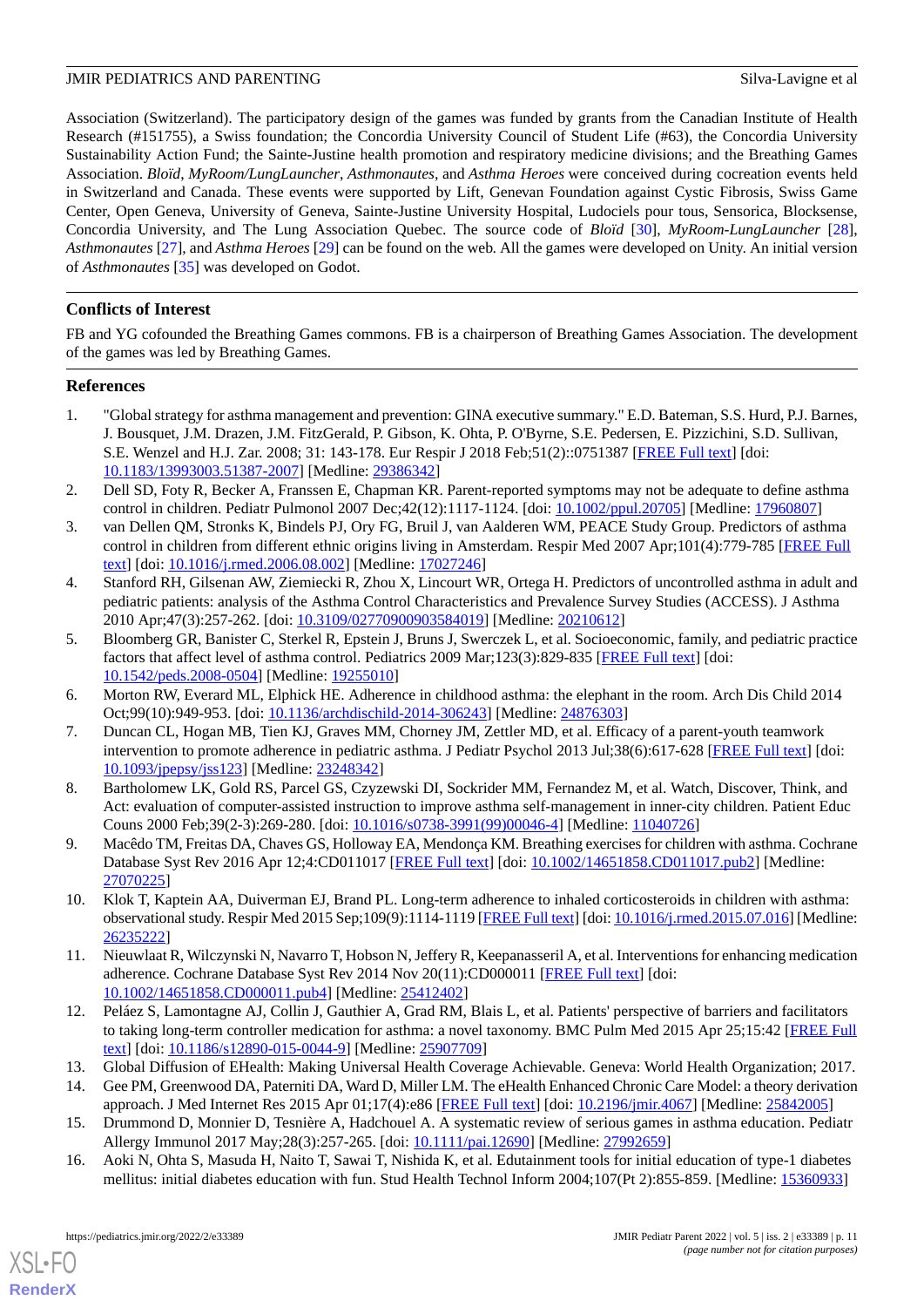Association (Switzerland). The participatory design of the games was funded by grants from the Canadian Institute of Health Research (#151755), a Swiss foundation; the Concordia University Council of Student Life (#63), the Concordia University Sustainability Action Fund; the Sainte-Justine health promotion and respiratory medicine divisions; and the Breathing Games Association. *Bloïd*, *MyRoom/LungLauncher*, *Asthmonautes*, and *Asthma Heroes* were conceived during cocreation events held in Switzerland and Canada. These events were supported by Lift, Genevan Foundation against Cystic Fibrosis, Swiss Game Center, Open Geneva, University of Geneva, Sainte-Justine University Hospital, Ludociels pour tous, Sensorica, Blocksense, Concordia University, and The Lung Association Quebec. The source code of *Bloïd* [30], *MyRoom-LungLauncher* [28], *Asthmonautes* [27], and *Asthma Heroes* [29] can be found on the web. All the games were developed on Unity. An initial version of *Asthmonautes* [35] was developed on Godot.

## Conflicts of Interest

FB and YG cofounded the Breathing Games commons. FB is a chairperson of Breathing Games Association. The development of the games was led by Breathing Games.

## References

1. "Global strategy for asthma management and prevention: GINA executive summary." E.D. Bateman, S.S. Hurd, P.J. Barnes, J. Bousquet, J.M. Drazen, J.M. FitzGerald, P. Gibson, K. Ohta, P. O'Byrne, S.E. Pedersen, E. Pizzichini, S.D. Sullivan, S.E. Wenzel and H.J. Zar. 2008; 31: 143-178. Eur Respir J 2018 Feb;51(2)::0751387 [FREE Full text] [doi: 10.1183/13993003.51387-2007] [Medline: 29386342]
2. Dell SD, Foty R, Becker A, Franssen E, Chapman KR. Parent-reported symptoms may not be adequate to define asthma control in children. Pediatr Pulmonol 2007 Dec;42(12):1117-1124. [doi: 10.1002/ppul.20705] [Medline: 17960807]
3. van Dellen QM, Stronks K, Bindels PJ, Ory FG, Bruil J, van Aalderen WM, PEACE Study Group. Predictors of asthma control in children from different ethnic origins living in Amsterdam. Respir Med 2007 Apr;101(4):779-785 [FREE Full text] [doi: 10.1016/j.rmed.2006.08.002] [Medline: 17027246]
4. Stanford RH, Gilsenan AW, Ziemiecki R, Zhou X, Lincourt WR, Ortega H. Predictors of uncontrolled asthma in adult and pediatric patients: analysis of the Asthma Control Characteristics and Prevalence Survey Studies (ACCESS). J Asthma 2010 Apr;47(3):257-262. [doi: 10.3109/02770900903584019] [Medline: 20210612]
5. Bloomberg GR, Banister C, Sterkel R, Epstein J, Bruns J, Swerczek L, et al. Socioeconomic, family, and pediatric practice factors that affect level of asthma control. Pediatrics 2009 Mar;123(3):829-835 [FREE Full text] [doi: 10.1542/peds.2008-0504] [Medline: 19255010]
6. Morton RW, Everard ML, Elphick HE. Adherence in childhood asthma: the elephant in the room. Arch Dis Child 2014 Oct;99(10):949-953. [doi: 10.1136/archdischild-2014-306243] [Medline: 24876303]
7. Duncan CL, Hogan MB, Tien KJ, Graves MM, Chorney JM, Zettler MD, et al. Efficacy of a parent-youth teamwork intervention to promote adherence in pediatric asthma. J Pediatr Psychol 2013 Jul;38(6):617-628 [FREE Full text] [doi: 10.1093/jpepsy/jss123] [Medline: 23248342]
8. Bartholomew LK, Gold RS, Parcel GS, Czyzewski DI, Sockrider MM, Fernandez M, et al. Watch, Discover, Think, and Act: evaluation of computer-assisted instruction to improve asthma self-management in inner-city children. Patient Educ Couns 2000 Feb;39(2-3):269-280. [doi: 10.1016/s0738-3991(99)00046-4] [Medline: 11040726]
9. Macêdo TM, Freitas DA, Chaves GS, Holloway EA, Mendonça KM. Breathing exercises for children with asthma. Cochrane Database Syst Rev 2016 Apr 12;4:CD011017 [FREE Full text] [doi: 10.1002/14651858.CD011017.pub2] [Medline: 27070225]
10. Klok T, Kaptein AA, Duiverman EJ, Brand PL. Long-term adherence to inhaled corticosteroids in children with asthma: observational study. Respir Med 2015 Sep;109(9):1114-1119 [FREE Full text] [doi: 10.1016/j.rmed.2015.07.016] [Medline: 26235222]
11. Nieuwlaat R, Wilczynski N, Navarro T, Hobson N, Jeffery R, Keepanasseril A, et al. Interventions for enhancing medication adherence. Cochrane Database Syst Rev 2014 Nov 20(11):CD000011 [FREE Full text] [doi: 10.1002/14651858.CD000011.pub4] [Medline: 25412402]
12. Peláez S, Lamontagne AJ, Collin J, Gauthier A, Grad RM, Blais L, et al. Patients' perspective of barriers and facilitators to taking long-term controller medication for asthma: a novel taxonomy. BMC Pulm Med 2015 Apr 25;15:42 [FREE Full text] [doi: 10.1186/s12890-015-0044-9] [Medline: 25907709]
13. Global Diffusion of EHealth: Making Universal Health Coverage Achievable. Geneva: World Health Organization; 2017.
14. Gee PM, Greenwood DA, Paterniti DA, Ward D, Miller LM. The eHealth Enhanced Chronic Care Model: a theory derivation approach. J Med Internet Res 2015 Apr 01;17(4):e86 [FREE Full text] [doi: 10.2196/jmir.4067] [Medline: 25842005]
15. Drummond D, Monnier D, Tesnière A, Hadchouel A. A systematic review of serious games in asthma education. Pediatr Allergy Immunol 2017 May;28(3):257-265. [doi: 10.1111/pai.12690] [Medline: 27992659]
16. Aoki N, Ohta S, Masuda H, Naito T, Sawai T, Nishida K, et al. Edutainment tools for initial education of type-1 diabetes mellitus: initial diabetes education with fun. Stud Health Technol Inform 2004;107(Pt 2):855-859. [Medline: 15360933]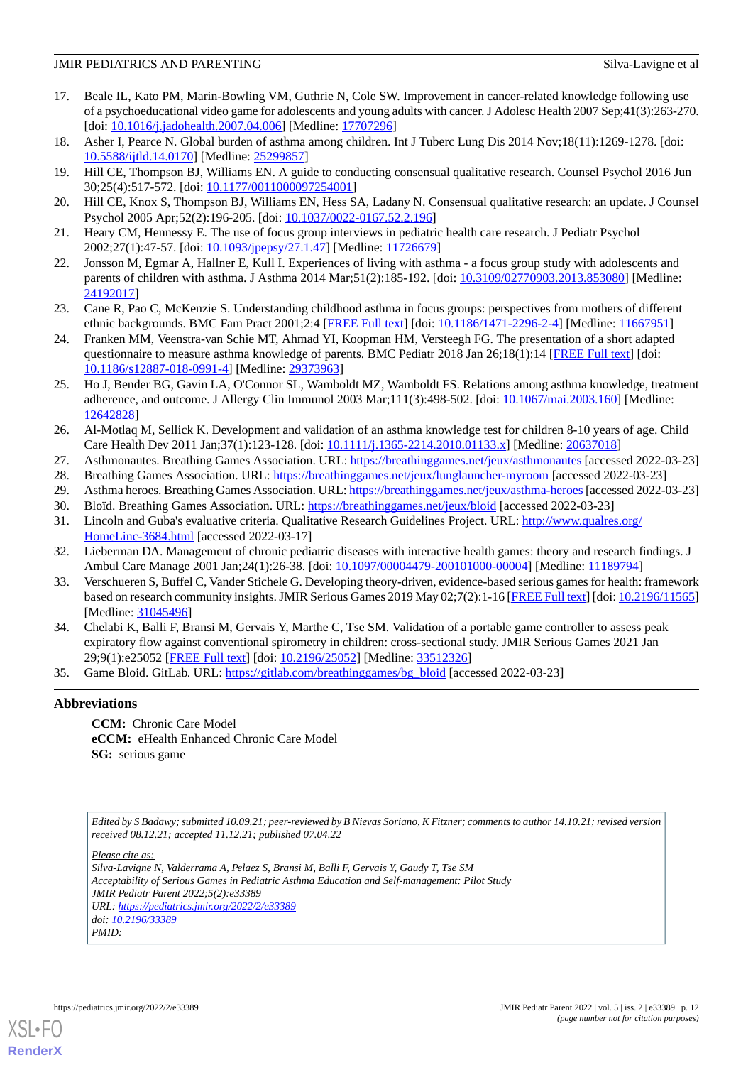17. Beale IL, Kato PM, Marin-Bowling VM, Guthrie N, Cole SW. Improvement in cancer-related knowledge following use of a psychoeducational video game for adolescents and young adults with cancer. J Adolesc Health 2007 Sep;41(3):263-270. [doi: 10.1016/j.jadohealth.2007.04.006] [Medline: 17707296]
18. Asher I, Pearce N. Global burden of asthma among children. Int J Tuberc Lung Dis 2014 Nov;18(11):1269-1278. [doi: 10.5588/ijtld.14.0170] [Medline: 25299857]
19. Hill CE, Thompson BJ, Williams EN. A guide to conducting consensual qualitative research. Counsel Psychol 2016 Jun 30;25(4):517-572. [doi: 10.1177/0011000097254001]
20. Hill CE, Knox S, Thompson BJ, Williams EN, Hess SA, Ladany N. Consensual qualitative research: an update. J Counsel Psychol 2005 Apr;52(2):196-205. [doi: 10.1037/0022-0167.52.2.196]
21. Heary CM, Hennessy E. The use of focus group interviews in pediatric health care research. J Pediatr Psychol 2002;27(1):47-57. [doi: 10.1093/jpepsy/27.1.47] [Medline: 11726679]
22. Jonsson M, Egmar A, Hallner E, Kull I. Experiences of living with asthma - a focus group study with adolescents and parents of children with asthma. J Asthma 2014 Mar;51(2):185-192. [doi: 10.3109/02770903.2013.853080] [Medline: 24192017]
23. Cane R, Pao C, McKenzie S. Understanding childhood asthma in focus groups: perspectives from mothers of different ethnic backgrounds. BMC Fam Pract 2001;2:4 [FREE Full text] [doi: 10.1186/1471-2296-2-4] [Medline: 11667951]
24. Franken MM, Veenstra-van Schie MT, Ahmad YI, Koopman HM, Versteegh FG. The presentation of a short adapted questionnaire to measure asthma knowledge of parents. BMC Pediatr 2018 Jan 26;18(1):14 [FREE Full text] [doi: 10.1186/s12887-018-0991-4] [Medline: 29373963]
25. Ho J, Bender BG, Gavin LA, O'Connor SL, Wamboldt MZ, Wamboldt FS. Relations among asthma knowledge, treatment adherence, and outcome. J Allergy Clin Immunol 2003 Mar;111(3):498-502. [doi: 10.1067/mai.2003.160] [Medline: 12642828]
26. Al-Motlaq M, Sellick K. Development and validation of an asthma knowledge test for children 8-10 years of age. Child Care Health Dev 2011 Jan;37(1):123-128. [doi: 10.1111/j.1365-2214.2010.01133.x] [Medline: 20637018]
27. Asthmonautes. Breathing Games Association. URL: https://breathinggames.net/jeux/asthmonautes [accessed 2022-03-23]
28. Breathing Games Association. URL: https://breathinggames.net/jeux/lunglauncher-myroom [accessed 2022-03-23]
29. Asthma heroes. Breathing Games Association. URL: https://breathinggames.net/jeux/asthma-heroes [accessed 2022-03-23]
30. Bloïd. Breathing Games Association. URL: https://breathinggames.net/jeux/bloid [accessed 2022-03-23]
31. Lincoln and Guba's evaluative criteria. Qualitative Research Guidelines Project. URL: http://www.qualres.org/HomeLinc-3684.html [accessed 2022-03-17]
32. Lieberman DA. Management of chronic pediatric diseases with interactive health games: theory and research findings. J Ambul Care Manage 2001 Jan;24(1):26-38. [doi: 10.1097/00004479-200101000-00004] [Medline: 11189794]
33. Verschueren S, Buffel C, Vander Stichele G. Developing theory-driven, evidence-based serious games for health: framework based on research community insights. JMIR Serious Games 2019 May 02;7(2):1-16 [FREE Full text] [doi: 10.2196/11565] [Medline: 31045496]
34. Chelabi K, Balli F, Bransi M, Gervais Y, Marthe C, Tse SM. Validation of a portable game controller to assess peak expiratory flow against conventional spirometry in children: cross-sectional study. JMIR Serious Games 2021 Jan 29;9(1):e25052 [FREE Full text] [doi: 10.2196/25052] [Medline: 33512326]
35. Game Bloid. GitLab. URL: https://gitlab.com/breathinggames/bg_bloid [accessed 2022-03-23]

## Abbreviations

**CCM:** Chronic Care Model
**eCCM:** eHealth Enhanced Chronic Care Model
**SG:** serious game

*Edited by S Badawy; submitted 10.09.21; peer-reviewed by B Nievas Soriano, K Fitzner; comments to author 14.10.21; revised version received 08.12.21; accepted 11.12.21; published 07.04.22*

*Please cite as:*
*Silva-Lavigne N, Valderrama A, Pelaez S, Bransi M, Balli F, Gervais Y, Gaudy T, Tse SM*
*Acceptability of Serious Games in Pediatric Asthma Education and Self-management: Pilot Study*
*JMIR Pediatr Parent 2022;5(2):e33389*
*URL: https://pediatrics.jmir.org/2022/2/e33389*
*doi: 10.2196/33389*
*PMID:*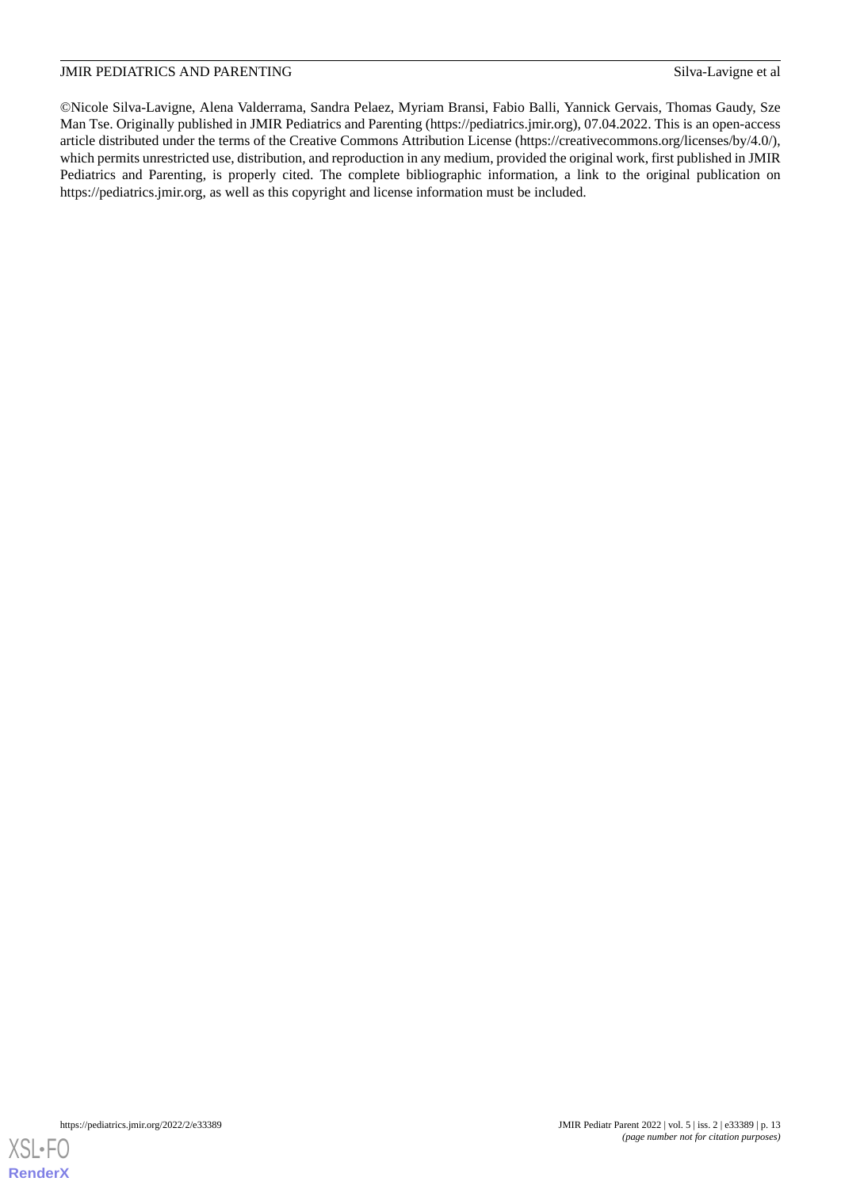©Nicole Silva-Lavigne, Alena Valderrama, Sandra Pelaez, Myriam Bransi, Fabio Balli, Yannick Gervais, Thomas Gaudy, Sze Man Tse. Originally published in JMIR Pediatrics and Parenting (https://pediatrics.jmir.org), 07.04.2022. This is an open-access article distributed under the terms of the Creative Commons Attribution License (https://creativecommons.org/licenses/by/4.0/), which permits unrestricted use, distribution, and reproduction in any medium, provided the original work, first published in JMIR Pediatrics and Parenting, is properly cited. The complete bibliographic information, a link to the original publication on https://pediatrics.jmir.org, as well as this copyright and license information must be included.